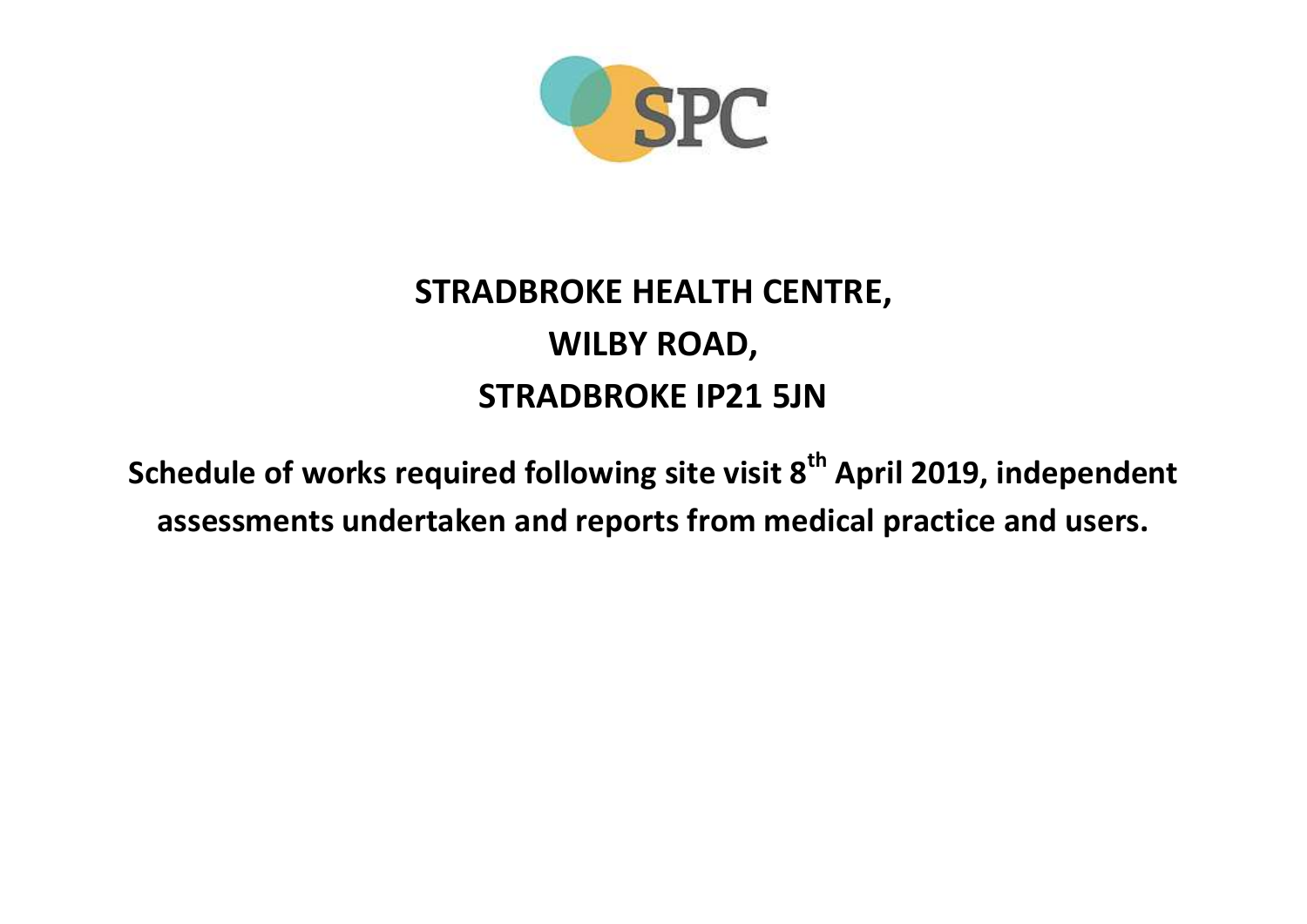SPC

# STRADBROKE HEALTH CENTRE,
# WILBY ROAD,
# STRADBROKE IP21 5JN

**Schedule of works required following site visit 8th April 2019, independent assessments undertaken and reports from medical practice and users.**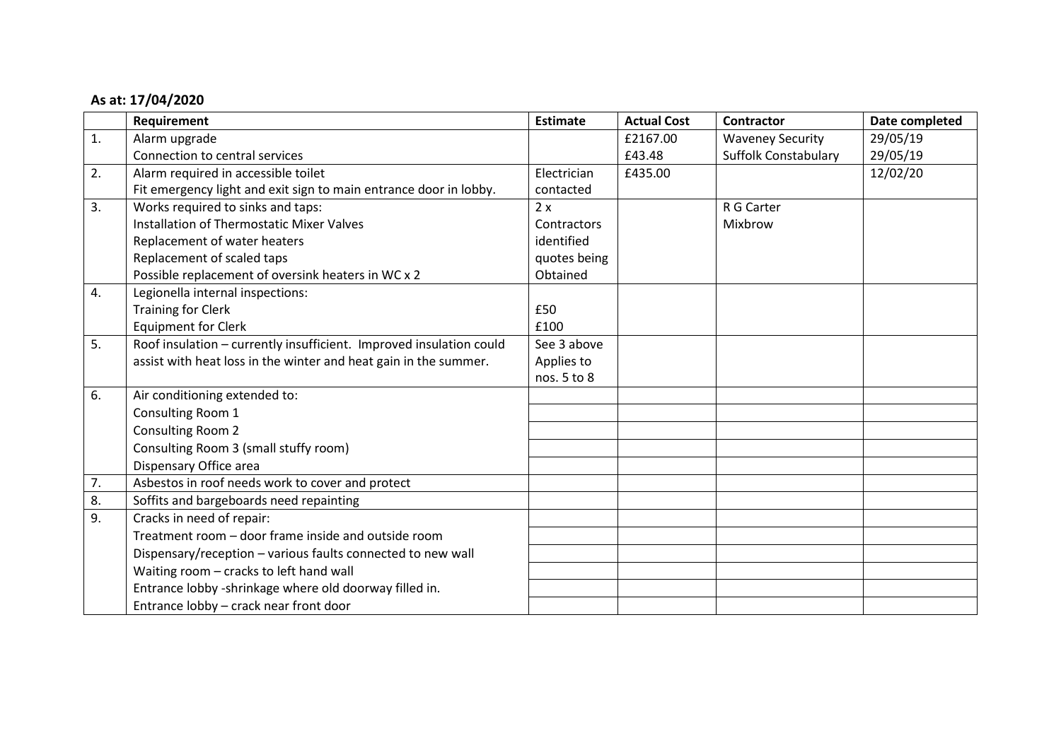**As at: 17/04/2020**

| | Requirement | Estimate | Actual Cost | Contractor | Date completed |
|---|---|---|---|---|---|
| 1. | Alarm upgrade<br>Connection to central services | | £2167.00<br>£43.48 | Waveney Security<br>Suffolk Constabulary | 29/05/19<br>29/05/19 |
| 2. | Alarm required in accessible toilet<br>Fit emergency light and exit sign to main entrance door in lobby. | Electrician contacted | £435.00 | | 12/02/20 |
| 3. | Works required to sinks and taps:<br>Installation of Thermostatic Mixer Valves<br>Replacement of water heaters<br>Replacement of scaled taps<br>Possible replacement of oversink heaters in WC x 2 | 2 x Contractors identified quotes being Obtained | | R G Carter<br>Mixbrow | |
| 4. | Legionella internal inspections:<br>Training for Clerk<br>Equipment for Clerk | <br>£50<br>£100 | | | |
| 5. | Roof insulation – currently insufficient. Improved insulation could assist with heat loss in the winter and heat gain in the summer. | See 3 above Applies to nos. 5 to 8 | | | |
| 6. | Air conditioning extended to: | | | | |
| | Consulting Room 1 | | | | |
| | Consulting Room 2 | | | | |
| | Consulting Room 3 (small stuffy room) | | | | |
| | Dispensary Office area | | | | |
| 7. | Asbestos in roof needs work to cover and protect | | | | |
| 8. | Soffits and bargeboards need repainting | | | | |
| 9. | Cracks in need of repair: | | | | |
| | Treatment room – door frame inside and outside room | | | | |
| | Dispensary/reception – various faults connected to new wall | | | | |
| | Waiting room – cracks to left hand wall | | | | |
| | Entrance lobby -shrinkage where old doorway filled in. | | | | |
| | Entrance lobby – crack near front door | | | | |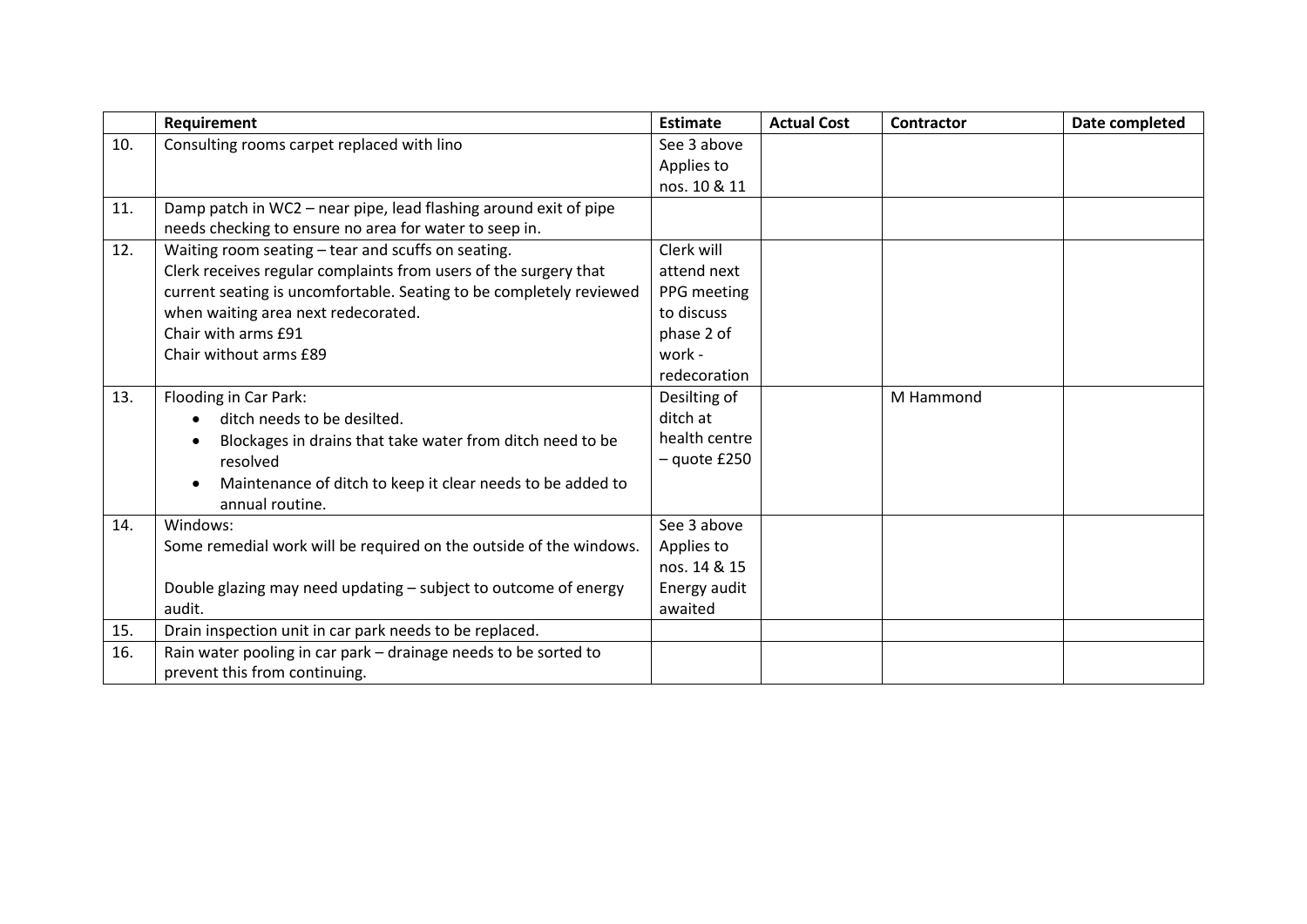|  | Requirement | Estimate | Actual Cost | Contractor | Date completed |
|---|---|---|---|---|---|
| 10. | Consulting rooms carpet replaced with lino | See 3 above Applies to nos. 10 & 11 |  |  |  |
| 11. | Damp patch in WC2 – near pipe, lead flashing around exit of pipe needs checking to ensure no area for water to seep in. |  |  |  |  |
| 12. | Waiting room seating – tear and scuffs on seating.<br>Clerk receives regular complaints from users of the surgery that current seating is uncomfortable. Seating to be completely reviewed when waiting area next redecorated.<br>Chair with arms £91<br>Chair without arms £89 | Clerk will attend next PPG meeting to discuss phase 2 of work - redecoration |  |  |  |
| 13. | Flooding in Car Park:<br>• ditch needs to be desilted.<br>• Blockages in drains that take water from ditch need to be resolved<br>• Maintenance of ditch to keep it clear needs to be added to annual routine. | Desilting of ditch at health centre – quote £250 |  | M Hammond |  |
| 14. | Windows:<br>Some remedial work will be required on the outside of the windows.<br><br>Double glazing may need updating – subject to outcome of energy audit. | See 3 above Applies to nos. 14 & 15 Energy audit awaited |  |  |  |
| 15. | Drain inspection unit in car park needs to be replaced. |  |  |  |  |
| 16. | Rain water pooling in car park – drainage needs to be sorted to prevent this from continuing. |  |  |  |  |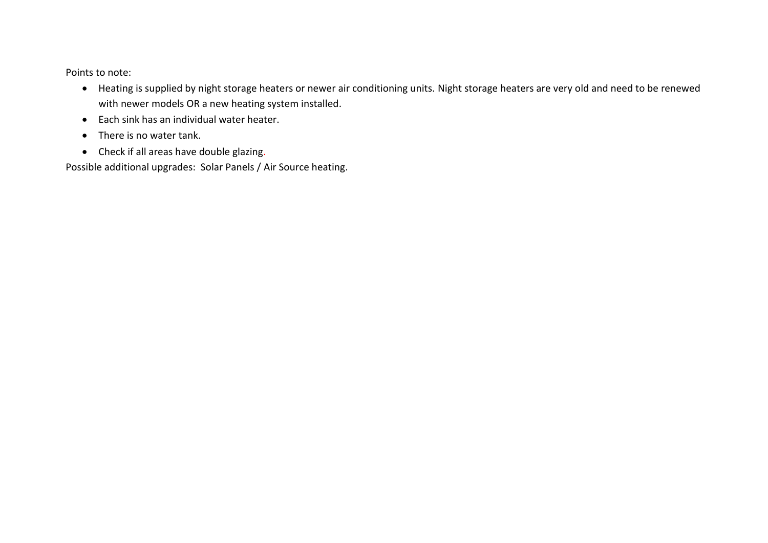Points to note:

- Heating is supplied by night storage heaters or newer air conditioning units. Night storage heaters are very old and need to be renewed with newer models OR a new heating system installed.
- Each sink has an individual water heater.
- There is no water tank.
- Check if all areas have double glazing.

Possible additional upgrades: Solar Panels / Air Source heating.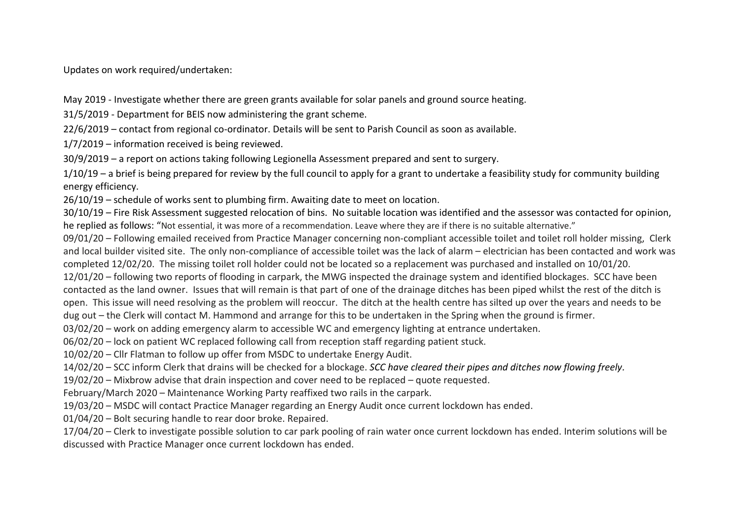Updates on work required/undertaken:

May 2019 - Investigate whether there are green grants available for solar panels and ground source heating.

31/5/2019 - Department for BEIS now administering the grant scheme.

22/6/2019 – contact from regional co-ordinator. Details will be sent to Parish Council as soon as available.

1/7/2019 – information received is being reviewed.

30/9/2019 – a report on actions taking following Legionella Assessment prepared and sent to surgery.

1/10/19 – a brief is being prepared for review by the full council to apply for a grant to undertake a feasibility study for community building energy efficiency.

26/10/19 – schedule of works sent to plumbing firm. Awaiting date to meet on location.

30/10/19 – Fire Risk Assessment suggested relocation of bins. No suitable location was identified and the assessor was contacted for opinion, he replied as follows: "Not essential, it was more of a recommendation. Leave where they are if there is no suitable alternative."

09/01/20 – Following emailed received from Practice Manager concerning non-compliant accessible toilet and toilet roll holder missing, Clerk and local builder visited site. The only non-compliance of accessible toilet was the lack of alarm – electrician has been contacted and work was completed 12/02/20. The missing toilet roll holder could not be located so a replacement was purchased and installed on 10/01/20.

12/01/20 – following two reports of flooding in carpark, the MWG inspected the drainage system and identified blockages. SCC have been contacted as the land owner. Issues that will remain is that part of one of the drainage ditches has been piped whilst the rest of the ditch is open. This issue will need resolving as the problem will reoccur. The ditch at the health centre has silted up over the years and needs to be dug out – the Clerk will contact M. Hammond and arrange for this to be undertaken in the Spring when the ground is firmer.

03/02/20 – work on adding emergency alarm to accessible WC and emergency lighting at entrance undertaken.

06/02/20 – lock on patient WC replaced following call from reception staff regarding patient stuck.

10/02/20 – Cllr Flatman to follow up offer from MSDC to undertake Energy Audit.

14/02/20 – SCC inform Clerk that drains will be checked for a blockage. *SCC have cleared their pipes and ditches now flowing freely.*

19/02/20 – Mixbrow advise that drain inspection and cover need to be replaced – quote requested.

February/March 2020 – Maintenance Working Party reaffixed two rails in the carpark.

19/03/20 – MSDC will contact Practice Manager regarding an Energy Audit once current lockdown has ended.

01/04/20 – Bolt securing handle to rear door broke. Repaired.

17/04/20 – Clerk to investigate possible solution to car park pooling of rain water once current lockdown has ended. Interim solutions will be discussed with Practice Manager once current lockdown has ended.